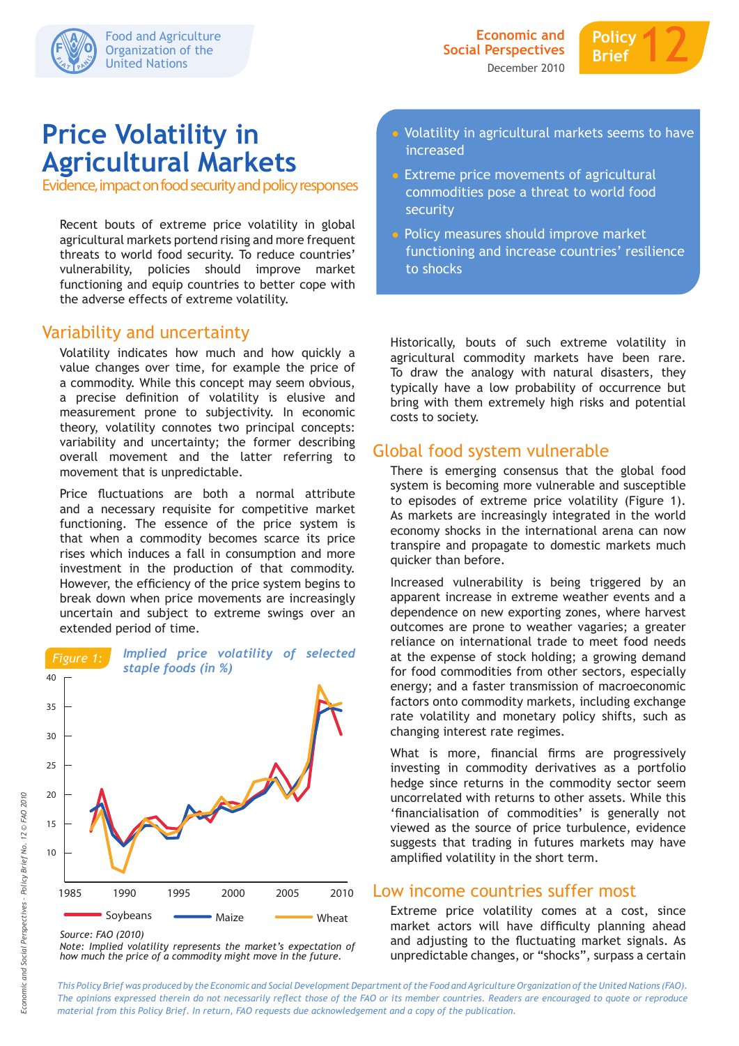# Price Volatility in Agricultural Markets

Evidence, impact on food security and policy responses

- Volatility in agricultural markets seems to have increased
- Extreme price movements of agricultural commodities pose a threat to world food security
- Policy measures should improve market functioning and increase countries' resilience to shocks

Recent bouts of extreme price volatility in global agricultural markets portend rising and more frequent threats to world food security. To reduce countries' vulnerability, policies should improve market functioning and equip countries to better cope with the adverse effects of extreme volatility.

## Variability and uncertainty

Volatility indicates how much and how quickly a value changes over time, for example the price of a commodity. While this concept may seem obvious, a precise definition of volatility is elusive and measurement prone to subjectivity. In economic theory, volatility connotes two principal concepts: variability and uncertainty; the former describing overall movement and the latter referring to movement that is unpredictable.

Price fluctuations are both a normal attribute and a necessary requisite for competitive market functioning. The essence of the price system is that when a commodity becomes scarce its price rises which induces a fall in consumption and more investment in the production of that commodity. However, the efficiency of the price system begins to break down when price movements are increasingly uncertain and subject to extreme swings over an extended period of time.

*Figure 1: Implied price volatility of selected staple foods (in %)*

(Line chart, 1985–2010, y-axis 10–40: Soybeans, Maize, Wheat)

*Source: FAO (2010)*
*Note: Implied volatility represents the market's expectation of how much the price of a commodity might move in the future.*

Historically, bouts of such extreme volatility in agricultural commodity markets have been rare. To draw the analogy with natural disasters, they typically have a low probability of occurrence but bring with them extremely high risks and potential costs to society.

## Global food system vulnerable

There is emerging consensus that the global food system is becoming more vulnerable and susceptible to episodes of extreme price volatility (Figure 1). As markets are increasingly integrated in the world economy shocks in the international arena can now transpire and propagate to domestic markets much quicker than before.

Increased vulnerability is being triggered by an apparent increase in extreme weather events and a dependence on new exporting zones, where harvest outcomes are prone to weather vagaries; a greater reliance on international trade to meet food needs at the expense of stock holding; a growing demand for food commodities from other sectors, especially energy; and a faster transmission of macroeconomic factors onto commodity markets, including exchange rate volatility and monetary policy shifts, such as changing interest rate regimes.

What is more, financial firms are progressively investing in commodity derivatives as a portfolio hedge since returns in the commodity sector seem uncorrelated with returns to other assets. While this 'financialisation of commodities' is generally not viewed as the source of price turbulence, evidence suggests that trading in futures markets may have amplified volatility in the short term.

## Low income countries suffer most

Extreme price volatility comes at a cost, since market actors will have difficulty planning ahead and adjusting to the fluctuating market signals. As unpredictable changes, or "shocks", surpass a certain

*This Policy Brief was produced by the Economic and Social Development Department of the Food and Agriculture Organization of the United Nations (FAO). The opinions expressed therein do not necessarily reflect those of the FAO or its member countries. Readers are encouraged to quote or reproduce material from this Policy Brief. In return, FAO requests due acknowledgement and a copy of the publication.*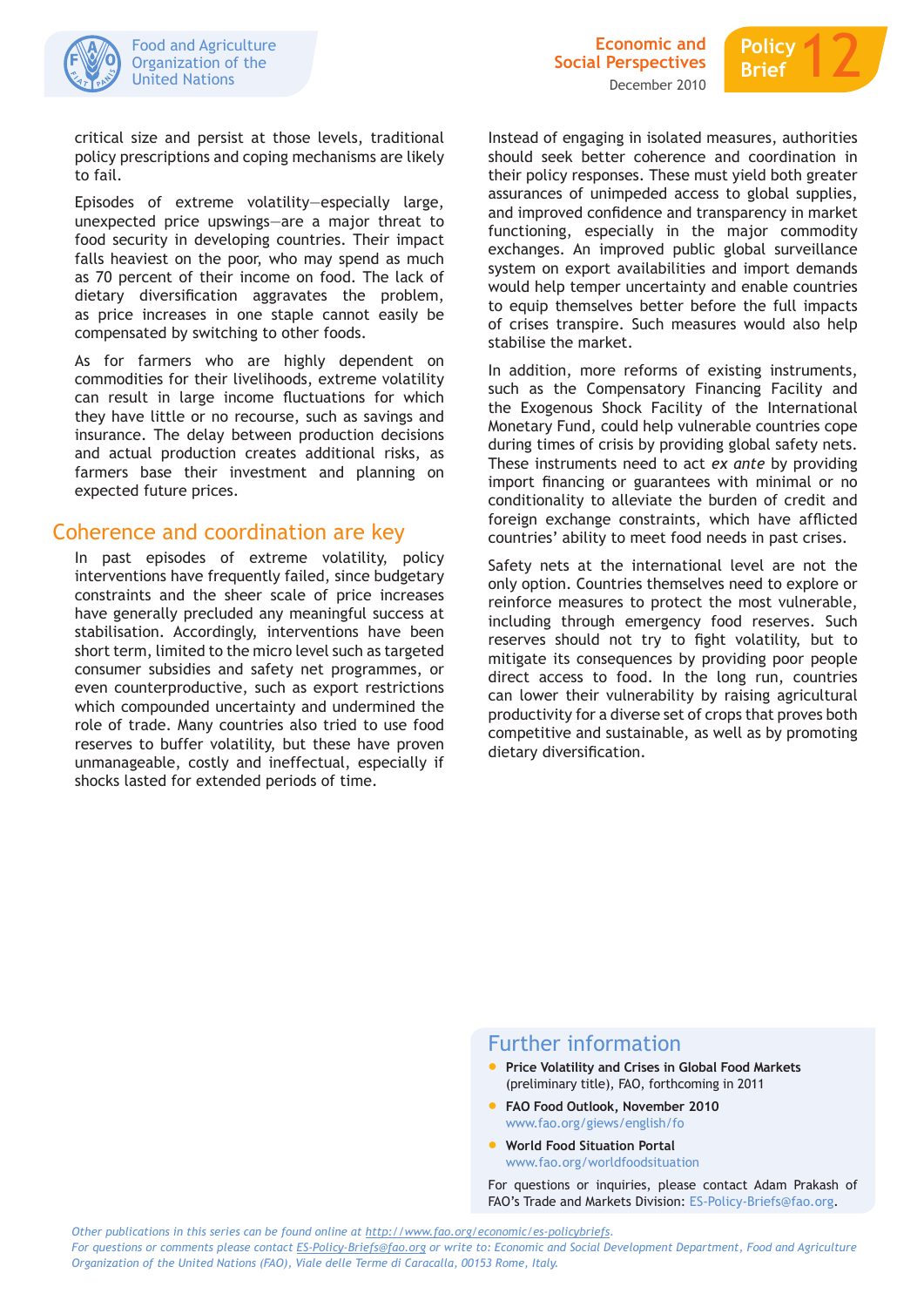critical size and persist at those levels, traditional policy prescriptions and coping mechanisms are likely to fail.

Episodes of extreme volatility—especially large, unexpected price upswings—are a major threat to food security in developing countries. Their impact falls heaviest on the poor, who may spend as much as 70 percent of their income on food. The lack of dietary diversification aggravates the problem, as price increases in one staple cannot easily be compensated by switching to other foods.

As for farmers who are highly dependent on commodities for their livelihoods, extreme volatility can result in large income fluctuations for which they have little or no recourse, such as savings and insurance. The delay between production decisions and actual production creates additional risks, as farmers base their investment and planning on expected future prices.

## Coherence and coordination are key

In past episodes of extreme volatility, policy interventions have frequently failed, since budgetary constraints and the sheer scale of price increases have generally precluded any meaningful success at stabilisation. Accordingly, interventions have been short term, limited to the micro level such as targeted consumer subsidies and safety net programmes, or even counterproductive, such as export restrictions which compounded uncertainty and undermined the role of trade. Many countries also tried to use food reserves to buffer volatility, but these have proven unmanageable, costly and ineffectual, especially if shocks lasted for extended periods of time.

Instead of engaging in isolated measures, authorities should seek better coherence and coordination in their policy responses. These must yield both greater assurances of unimpeded access to global supplies, and improved confidence and transparency in market functioning, especially in the major commodity exchanges. An improved public global surveillance system on export availabilities and import demands would help temper uncertainty and enable countries to equip themselves better before the full impacts of crises transpire. Such measures would also help stabilise the market.

In addition, more reforms of existing instruments, such as the Compensatory Financing Facility and the Exogenous Shock Facility of the International Monetary Fund, could help vulnerable countries cope during times of crisis by providing global safety nets. These instruments need to act *ex ante* by providing import financing or guarantees with minimal or no conditionality to alleviate the burden of credit and foreign exchange constraints, which have afflicted countries' ability to meet food needs in past crises.

Safety nets at the international level are not the only option. Countries themselves need to explore or reinforce measures to protect the most vulnerable, including through emergency food reserves. Such reserves should not try to fight volatility, but to mitigate its consequences by providing poor people direct access to food. In the long run, countries can lower their vulnerability by raising agricultural productivity for a diverse set of crops that proves both competitive and sustainable, as well as by promoting dietary diversification.

## Further information

- **Price Volatility and Crises in Global Food Markets** (preliminary title), FAO, forthcoming in 2011
- **FAO Food Outlook, November 2010**
  www.fao.org/giews/english/fo
- **World Food Situation Portal**
  www.fao.org/worldfoodsituation

For questions or inquiries, please contact Adam Prakash of FAO's Trade and Markets Division: ES-Policy-Briefs@fao.org.

*Other publications in this series can be found online at http://www.fao.org/economic/es-policybriefs.*
*For questions or comments please contact ES-Policy-Briefs@fao.org or write to: Economic and Social Development Department, Food and Agriculture Organization of the United Nations (FAO), Viale delle Terme di Caracalla, 00153 Rome, Italy.*